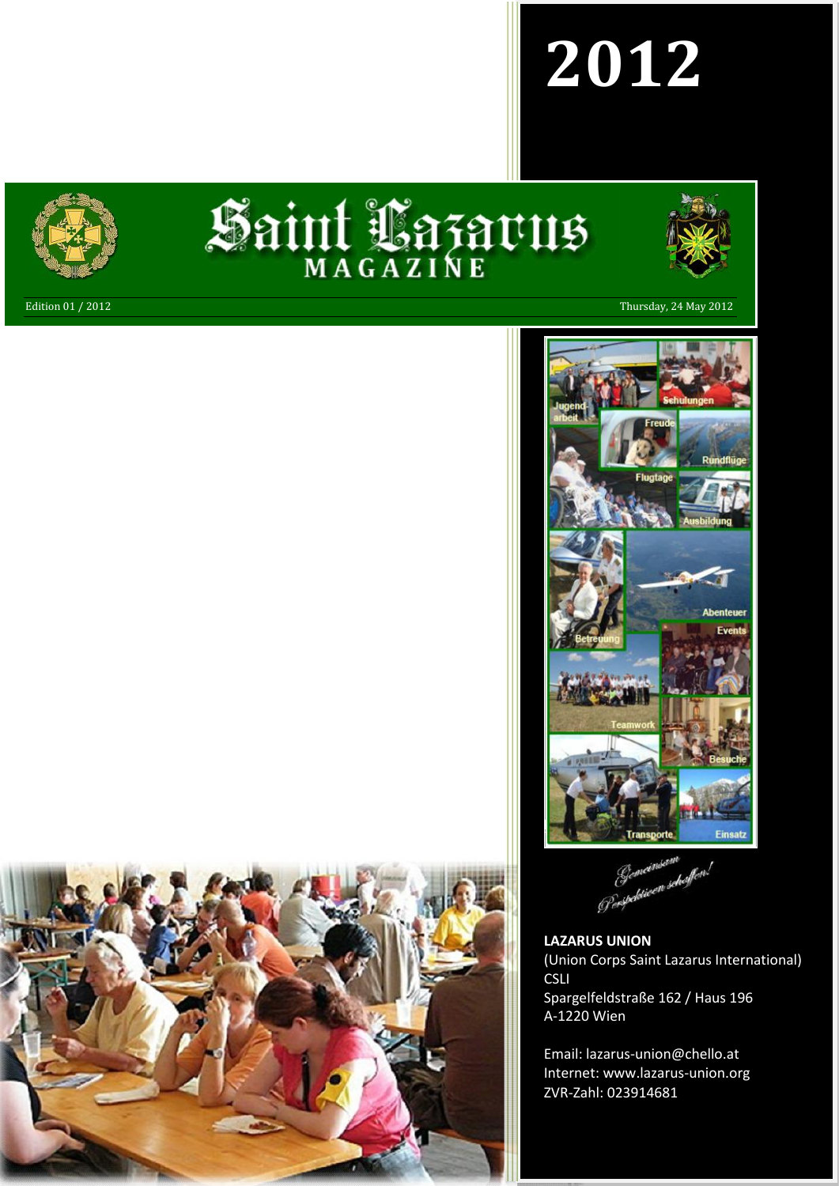# 2012

# Saint Lazarus MAGAZINE

Edition 01 / 2012

Thursday, 24 May 2012

*Gemeinsam Perspektiven schaffen!*

**LAZARUS UNION**
(Union Corps Saint Lazarus International)
CSLI
Spargelfeldstraße 162 / Haus 196
A-1220 Wien

Email: lazarus-union@chello.at
Internet: www.lazarus-union.org
ZVR-Zahl: 023914681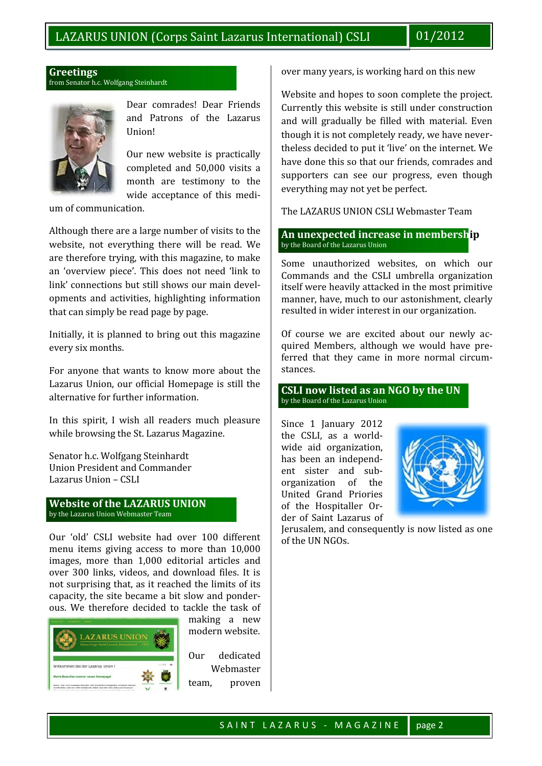## Greetings

from Senator h.c. Wolfgang Steinhardt

Dear comrades! Dear Friends and Patrons of the Lazarus Union!

Our new website is practically completed and 50,000 visits a month are testimony to the wide acceptance of this medium of communication.

Although there are a large number of visits to the website, not everything there will be read. We are therefore trying, with this magazine, to make an 'overview piece'. This does not need 'link to link' connections but still shows our main developments and activities, highlighting information that can simply be read page by page.

Initially, it is planned to bring out this magazine every six months.

For anyone that wants to know more about the Lazarus Union, our official Homepage is still the alternative for further information.

In this spirit, I wish all readers much pleasure while browsing the St. Lazarus Magazine.

Senator h.c. Wolfgang Steinhardt
Union President and Commander
Lazarus Union – CSLI

## Website of the LAZARUS UNION

by the Lazarus Union Webmaster Team

Our 'old' CSLI website had over 100 different menu items giving access to more than 10,000 images, more than 1,000 editorial articles and over 300 links, videos, and download files. It is not surprising that, as it reached the limits of its capacity, the site became a bit slow and ponderous. We therefore decided to tackle the task of making a new modern website.

Our dedicated Webmaster team, proven over many years, is working hard on this new Website and hopes to soon complete the project. Currently this website is still under construction and will gradually be filled with material. Even though it is not completely ready, we have nevertheless decided to put it 'live' on the internet. We have done this so that our friends, comrades and supporters can see our progress, even though everything may not yet be perfect.

The LAZARUS UNION CSLI Webmaster Team

## An unexpected increase in membership

by the Board of the Lazarus Union

Some unauthorized websites, on which our Commands and the CSLI umbrella organization itself were heavily attacked in the most primitive manner, have, much to our astonishment, clearly resulted in wider interest in our organization.

Of course we are excited about our newly acquired Members, although we would have preferred that they came in more normal circumstances.

## CSLI now listed as an NGO by the UN

by the Board of the Lazarus Union

Since 1 January 2012 the CSLI, as a worldwide aid organization, has been an independent sister and sub-organization of the United Grand Priories of the Hospitaller Order of Saint Lazarus of Jerusalem, and consequently is now listed as one of the UN NGOs.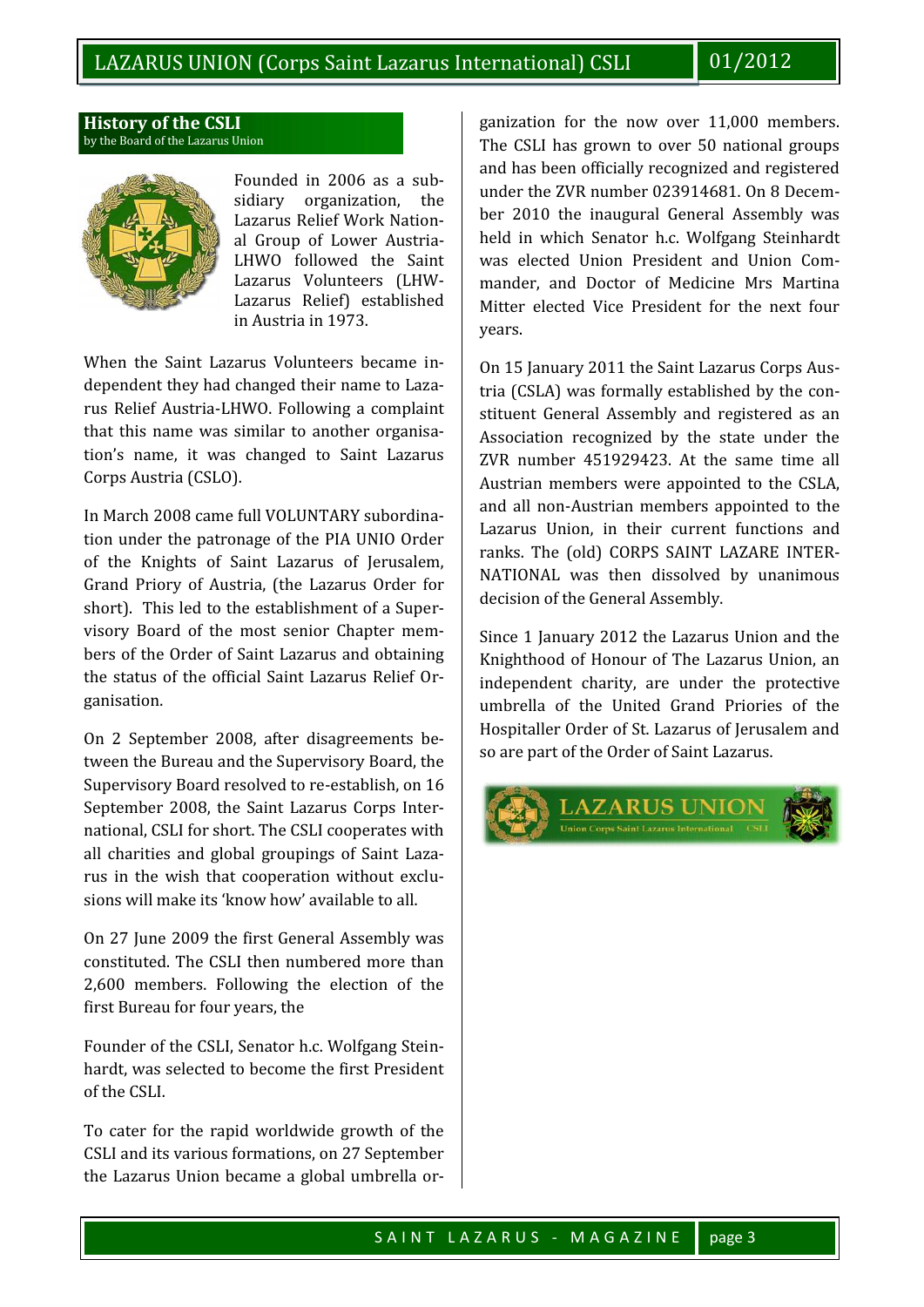## History of the CSLI

by the Board of the Lazarus Union

Founded in 2006 as a subsidiary organization, the Lazarus Relief Work National Group of Lower Austria-LHWO followed the Saint Lazarus Volunteers (LHW-Lazarus Relief) established in Austria in 1973.

When the Saint Lazarus Volunteers became independent they had changed their name to Lazarus Relief Austria-LHWO. Following a complaint that this name was similar to another organisation's name, it was changed to Saint Lazarus Corps Austria (CSLO).

In March 2008 came full VOLUNTARY subordination under the patronage of the PIA UNIO Order of the Knights of Saint Lazarus of Jerusalem, Grand Priory of Austria, (the Lazarus Order for short). This led to the establishment of a Supervisory Board of the most senior Chapter members of the Order of Saint Lazarus and obtaining the status of the official Saint Lazarus Relief Organisation.

On 2 September 2008, after disagreements between the Bureau and the Supervisory Board, the Supervisory Board resolved to re-establish, on 16 September 2008, the Saint Lazarus Corps International, CSLI for short. The CSLI cooperates with all charities and global groupings of Saint Lazarus in the wish that cooperation without exclusions will make its 'know how' available to all.

On 27 June 2009 the first General Assembly was constituted. The CSLI then numbered more than 2,600 members. Following the election of the first Bureau for four years, the

Founder of the CSLI, Senator h.c. Wolfgang Steinhardt, was selected to become the first President of the CSLI.

To cater for the rapid worldwide growth of the CSLI and its various formations, on 27 September the Lazarus Union became a global umbrella organization for the now over 11,000 members. The CSLI has grown to over 50 national groups and has been officially recognized and registered under the ZVR number 023914681. On 8 December 2010 the inaugural General Assembly was held in which Senator h.c. Wolfgang Steinhardt was elected Union President and Union Commander, and Doctor of Medicine Mrs Martina Mitter elected Vice President for the next four years.

On 15 January 2011 the Saint Lazarus Corps Austria (CSLA) was formally established by the constituent General Assembly and registered as an Association recognized by the state under the ZVR number 451929423. At the same time all Austrian members were appointed to the CSLA, and all non-Austrian members appointed to the Lazarus Union, in their current functions and ranks. The (old) CORPS SAINT LAZARE INTERNATIONAL was then dissolved by unanimous decision of the General Assembly.

Since 1 January 2012 the Lazarus Union and the Knighthood of Honour of The Lazarus Union, an independent charity, are under the protective umbrella of the United Grand Priories of the Hospitaller Order of St. Lazarus of Jerusalem and so are part of the Order of Saint Lazarus.

LAZARUS UNION
Union Corps Saint Lazarus International CSLI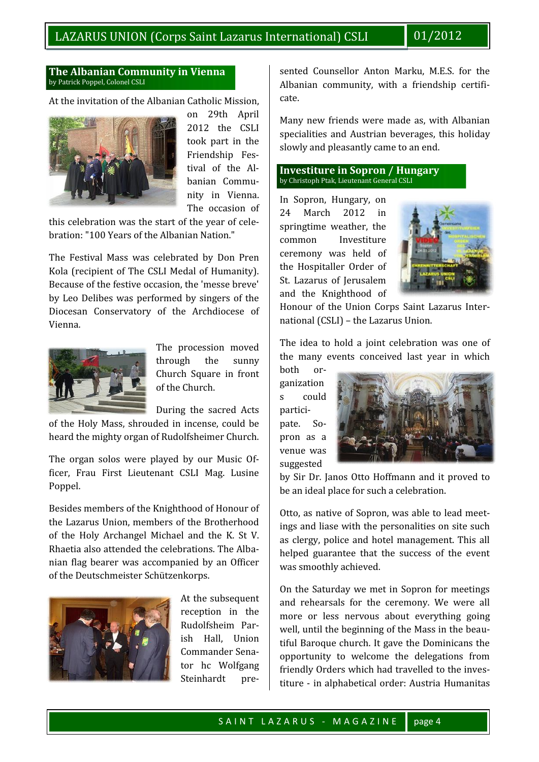## The Albanian Community in Vienna

by Patrick Poppel, Colonel CSLI

At the invitation of the Albanian Catholic Mission, on 29th April 2012 the CSLI took part in the Friendship Festival of the Albanian Community in Vienna. The occasion of this celebration was the start of the year of celebration: "100 Years of the Albanian Nation."

The Festival Mass was celebrated by Don Pren Kola (recipient of The CSLI Medal of Humanity). Because of the festive occasion, the 'messe breve' by Leo Delibes was performed by singers of the Diocesan Conservatory of the Archdiocese of Vienna.

The procession moved through the sunny Church Square in front of the Church.

During the sacred Acts of the Holy Mass, shrouded in incense, could be heard the mighty organ of Rudolfsheimer Church.

The organ solos were played by our Music Officer, Frau First Lieutenant CSLI Mag. Lusine Poppel.

Besides members of the Knighthood of Honour of the Lazarus Union, members of the Brotherhood of the Holy Archangel Michael and the K. St V. Rhaetia also attended the celebrations. The Albanian flag bearer was accompanied by an Officer of the Deutschmeister Schützenkorps.

At the subsequent reception in the Rudolfsheim Parish Hall, Union Commander Senator hc Wolfgang Steinhardt presented Counsellor Anton Marku, M.E.S. for the Albanian community, with a friendship certificate.

Many new friends were made as, with Albanian specialities and Austrian beverages, this holiday slowly and pleasantly came to an end.

## Investiture in Sopron / Hungary

by Christoph Ptak, Lieutenant General CSLI

In Sopron, Hungary, on 24 March 2012 in springtime weather, the common Investiture ceremony was held of the Hospitaller Order of St. Lazarus of Jerusalem and the Knighthood of Honour of the Union Corps Saint Lazarus International (CSLI) – the Lazarus Union.

The idea to hold a joint celebration was one of the many events conceived last year in which both organizations could participate. Sopron as a venue was suggested by Sir Dr. Janos Otto Hoffmann and it proved to be an ideal place for such a celebration.

Otto, as native of Sopron, was able to lead meetings and liase with the personalities on site such as clergy, police and hotel management. This all helped guarantee that the success of the event was smoothly achieved.

On the Saturday we met in Sopron for meetings and rehearsals for the ceremony. We were all more or less nervous about everything going well, until the beginning of the Mass in the beautiful Baroque church. It gave the Dominicans the opportunity to welcome the delegations from friendly Orders which had travelled to the investiture - in alphabetical order: Austria Humanitas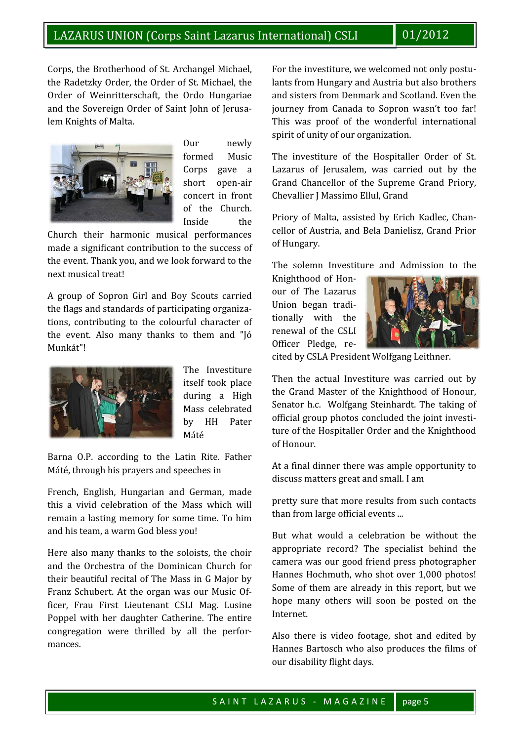Corps, the Brotherhood of St. Archangel Michael, the Radetzky Order, the Order of St. Michael, the Order of Weinritterschaft, the Ordo Hungariae and the Sovereign Order of Saint John of Jerusalem Knights of Malta.

Our newly formed Music Corps gave a short open-air concert in front of the Church. Inside the Church their harmonic musical performances made a significant contribution to the success of the event. Thank you, and we look forward to the next musical treat!

A group of Sopron Girl and Boy Scouts carried the flags and standards of participating organizations, contributing to the colourful character of the event. Also many thanks to them and "Jó Munkát"!

The Investiture itself took place during a High Mass celebrated by HH Pater Máté Barna O.P. according to the Latin Rite. Father Máté, through his prayers and speeches in French, English, Hungarian and German, made this a vivid celebration of the Mass which will remain a lasting memory for some time. To him and his team, a warm God bless you!

Here also many thanks to the soloists, the choir and the Orchestra of the Dominican Church for their beautiful recital of The Mass in G Major by Franz Schubert. At the organ was our Music Officer, Frau First Lieutenant CSLI Mag. Lusine Poppel with her daughter Catherine. The entire congregation were thrilled by all the performances.

For the investiture, we welcomed not only postulants from Hungary and Austria but also brothers and sisters from Denmark and Scotland. Even the journey from Canada to Sopron wasn't too far! This was proof of the wonderful international spirit of unity of our organization.

The investiture of the Hospitaller Order of St. Lazarus of Jerusalem, was carried out by the Grand Chancellor of the Supreme Grand Priory, Chevallier J Massimo Ellul, Grand Priory of Malta, assisted by Erich Kadlec, Chancellor of Austria, and Bela Danielisz, Grand Prior of Hungary.

The solemn Investiture and Admission to the Knighthood of Honour of The Lazarus Union began traditionally with the renewal of the CSLI Officer Pledge, recited by CSLA President Wolfgang Leithner.

Then the actual Investiture was carried out by the Grand Master of the Knighthood of Honour, Senator h.c. Wolfgang Steinhardt. The taking of official group photos concluded the joint investiture of the Hospitaller Order and the Knighthood of Honour.

At a final dinner there was ample opportunity to discuss matters great and small. I am pretty sure that more results from such contacts than from large official events ...

But what would a celebration be without the appropriate record? The specialist behind the camera was our good friend press photographer Hannes Hochmuth, who shot over 1,000 photos! Some of them are already in this report, but we hope many others will soon be posted on the Internet.

Also there is video footage, shot and edited by Hannes Bartosch who also produces the films of our disability flight days.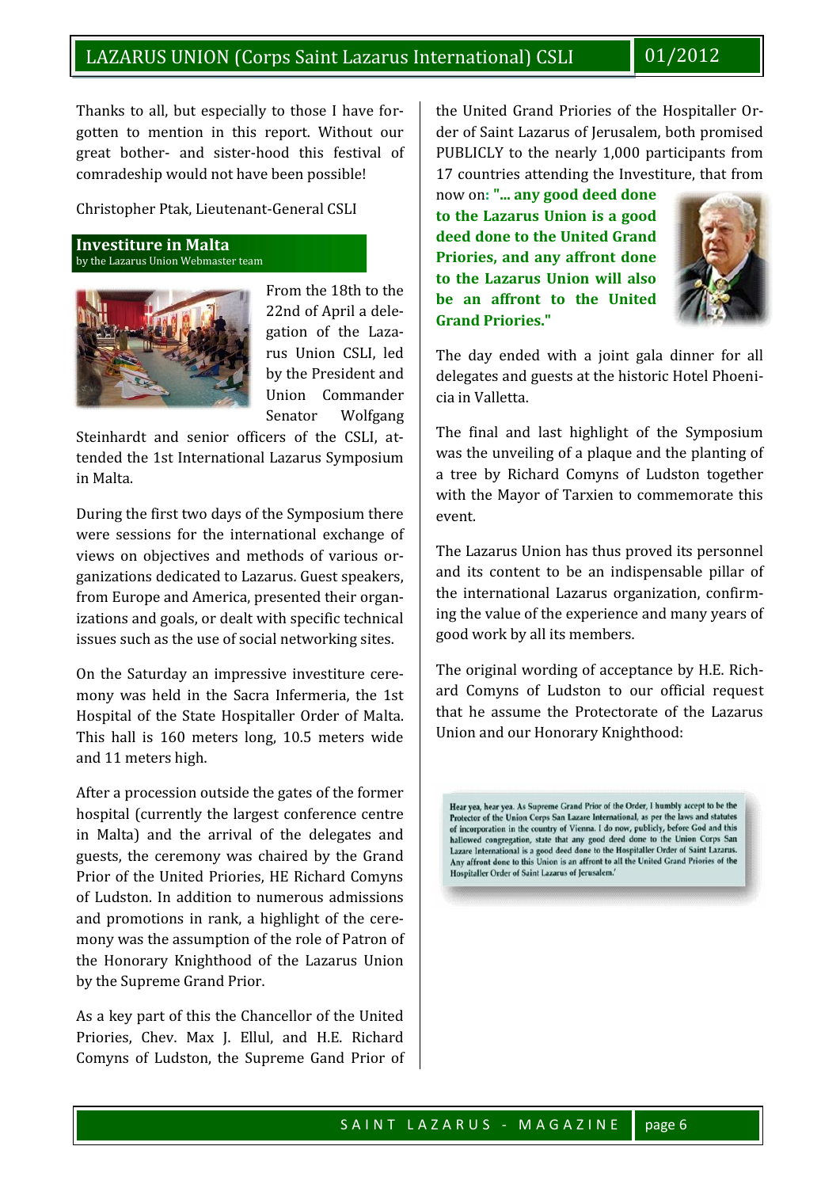Thanks to all, but especially to those I have forgotten to mention in this report. Without our great bother- and sister-hood this festival of comradeship would not have been possible!

Christopher Ptak, Lieutenant-General CSLI

## Investiture in Malta

by the Lazarus Union Webmaster team

From the 18th to the 22nd of April a delegation of the Lazarus Union CSLI, led by the President and Union Commander Senator Wolfgang Steinhardt and senior officers of the CSLI, attended the 1st International Lazarus Symposium in Malta.

During the first two days of the Symposium there were sessions for the international exchange of views on objectives and methods of various organizations dedicated to Lazarus. Guest speakers, from Europe and America, presented their organizations and goals, or dealt with specific technical issues such as the use of social networking sites.

On the Saturday an impressive investiture ceremony was held in the Sacra Infermeria, the 1st Hospital of the State Hospitaller Order of Malta. This hall is 160 meters long, 10.5 meters wide and 11 meters high.

After a procession outside the gates of the former hospital (currently the largest conference centre in Malta) and the arrival of the delegates and guests, the ceremony was chaired by the Grand Prior of the United Priories, HE Richard Comyns of Ludston. In addition to numerous admissions and promotions in rank, a highlight of the ceremony was the assumption of the role of Patron of the Honorary Knighthood of the Lazarus Union by the Supreme Grand Prior.

As a key part of this the Chancellor of the United Priories, Chev. Max J. Ellul, and H.E. Richard Comyns of Ludston, the Supreme Gand Prior of the United Grand Priories of the Hospitaller Order of Saint Lazarus of Jerusalem, both promised PUBLICLY to the nearly 1,000 participants from 17 countries attending the Investiture, that from now on: **"... any good deed done to the Lazarus Union is a good deed done to the United Grand Priories, and any affront done to the Lazarus Union will also be an affront to the United Grand Priories."**

The day ended with a joint gala dinner for all delegates and guests at the historic Hotel Phoenicia in Valletta.

The final and last highlight of the Symposium was the unveiling of a plaque and the planting of a tree by Richard Comyns of Ludston together with the Mayor of Tarxien to commemorate this event.

The Lazarus Union has thus proved its personnel and its content to be an indispensable pillar of the international Lazarus organization, confirming the value of the experience and many years of good work by all its members.

The original wording of acceptance by H.E. Richard Comyns of Ludston to our official request that he assume the Protectorate of the Lazarus Union and our Honorary Knighthood:

> Hear yea, hear yea. As Supreme Grand Prior of the Order, I humbly accept to be the Protector of the Union Corps San Lazare International, as per the laws and statutes of incorporation in the country of Vienna. I do now, publicly, before God and this hallowed congregation, state that any good deed done to the Union Corps San Lazare International is a good deed done to the Hospitaller Order of Saint Lazarus. Any affront done to this Union is an affront to all the United Grand Priories of the Hospitaller Order of Saint Lazarus of Jerusalem.'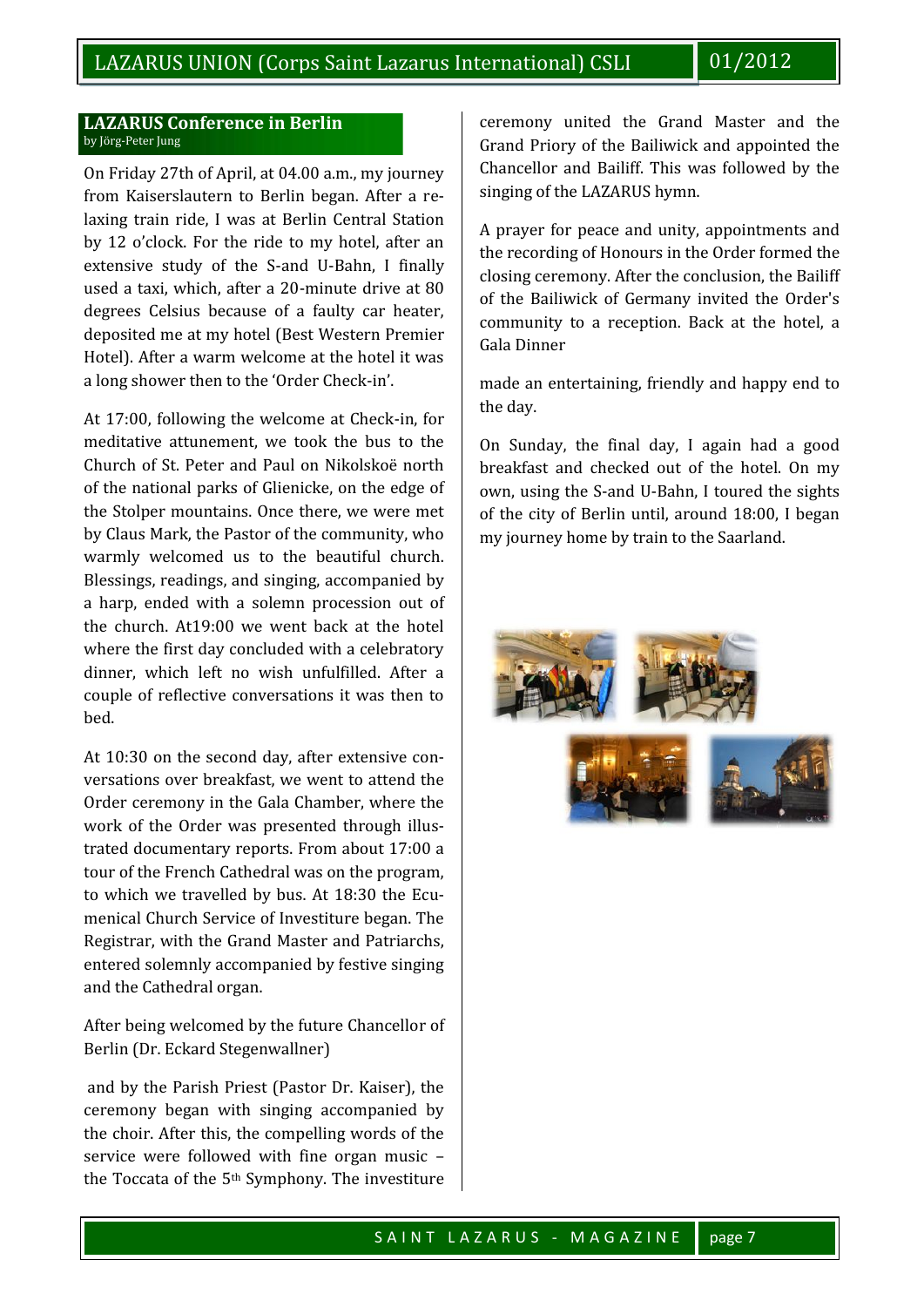## LAZARUS Conference in Berlin

by Jörg-Peter Jung

On Friday 27th of April, at 04.00 a.m., my journey from Kaiserslautern to Berlin began. After a relaxing train ride, I was at Berlin Central Station by 12 o'clock. For the ride to my hotel, after an extensive study of the S-and U-Bahn, I finally used a taxi, which, after a 20-minute drive at 80 degrees Celsius because of a faulty car heater, deposited me at my hotel (Best Western Premier Hotel). After a warm welcome at the hotel it was a long shower then to the 'Order Check-in'.

At 17:00, following the welcome at Check-in, for meditative attunement, we took the bus to the Church of St. Peter and Paul on Nikolskoë north of the national parks of Glienicke, on the edge of the Stolper mountains. Once there, we were met by Claus Mark, the Pastor of the community, who warmly welcomed us to the beautiful church. Blessings, readings, and singing, accompanied by a harp, ended with a solemn procession out of the church. At19:00 we went back at the hotel where the first day concluded with a celebratory dinner, which left no wish unfulfilled. After a couple of reflective conversations it was then to bed.

At 10:30 on the second day, after extensive conversations over breakfast, we went to attend the Order ceremony in the Gala Chamber, where the work of the Order was presented through illustrated documentary reports. From about 17:00 a tour of the French Cathedral was on the program, to which we travelled by bus. At 18:30 the Ecumenical Church Service of Investiture began. The Registrar, with the Grand Master and Patriarchs, entered solemnly accompanied by festive singing and the Cathedral organ.

After being welcomed by the future Chancellor of Berlin (Dr. Eckard Stegenwallner)

and by the Parish Priest (Pastor Dr. Kaiser), the ceremony began with singing accompanied by the choir. After this, the compelling words of the service were followed with fine organ music – the Toccata of the 5th Symphony. The investiture ceremony united the Grand Master and the Grand Priory of the Bailiwick and appointed the Chancellor and Bailiff. This was followed by the singing of the LAZARUS hymn.

A prayer for peace and unity, appointments and the recording of Honours in the Order formed the closing ceremony. After the conclusion, the Bailiff of the Bailiwick of Germany invited the Order's community to a reception. Back at the hotel, a Gala Dinner

made an entertaining, friendly and happy end to the day.

On Sunday, the final day, I again had a good breakfast and checked out of the hotel. On my own, using the S-and U-Bahn, I toured the sights of the city of Berlin until, around 18:00, I began my journey home by train to the Saarland.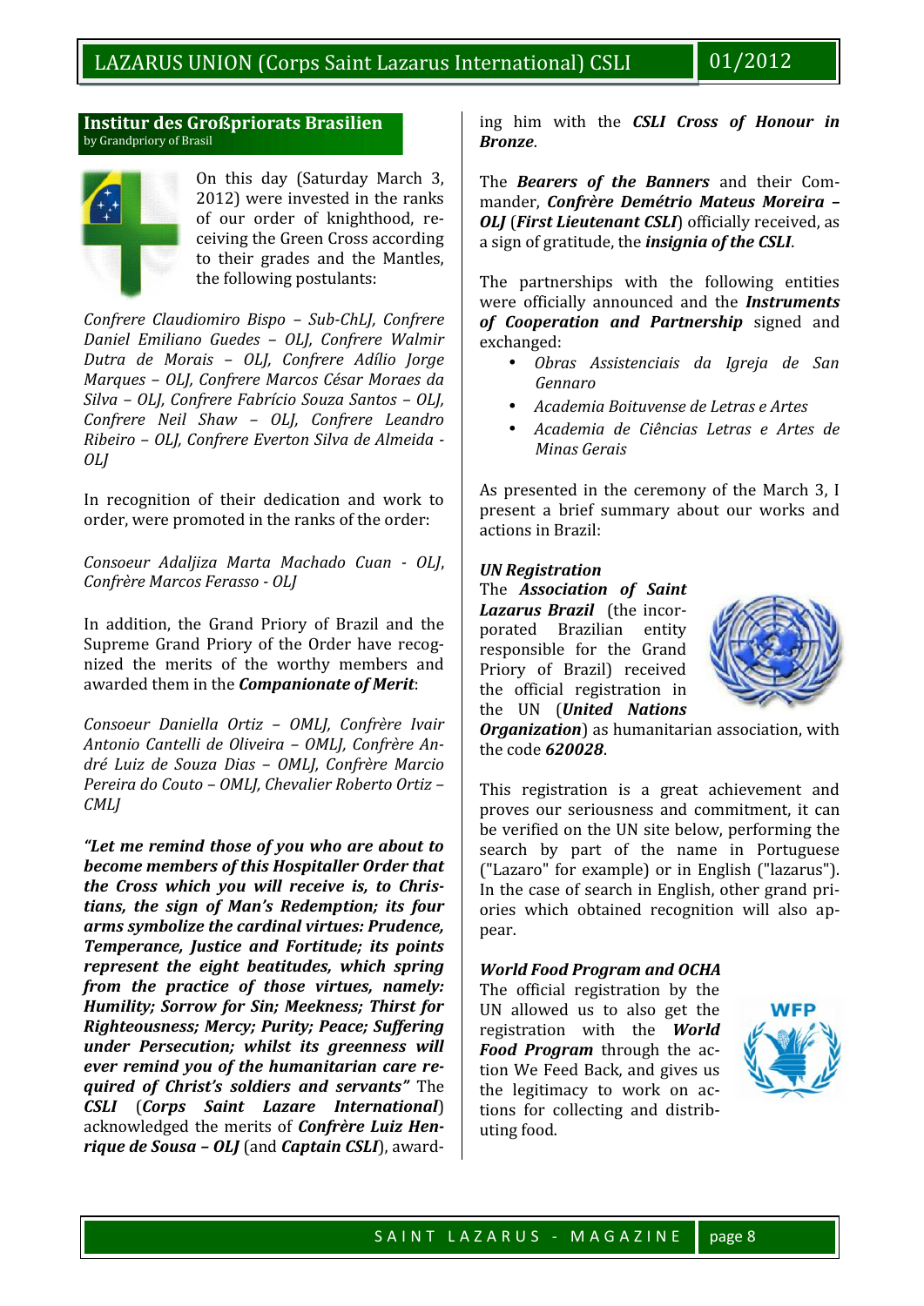## Institur des Großpriorats Brasilien

by Grandpriory of Brasil

On this day (Saturday March 3, 2012) were invested in the ranks of our order of knighthood, receiving the Green Cross according to their grades and the Mantles, the following postulants:

*Confrere Claudiomiro Bispo – Sub-ChLJ, Confrere Daniel Emiliano Guedes – OLJ, Confrere Walmir Dutra de Morais – OLJ, Confrere Adílio Jorge Marques – OLJ, Confrere Marcos César Moraes da Silva – OLJ, Confrere Fabrício Souza Santos – OLJ, Confrere Neil Shaw – OLJ, Confrere Leandro Ribeiro – OLJ, Confrere Everton Silva de Almeida - OLJ*

In recognition of their dedication and work to order, were promoted in the ranks of the order:

*Consoeur Adaljiza Marta Machado Cuan - OLJ, Confrère Marcos Ferasso - OLJ*

In addition, the Grand Priory of Brazil and the Supreme Grand Priory of the Order have recognized the merits of the worthy members and awarded them in the ***Companionate of Merit***:

*Consoeur Daniella Ortiz – OMLJ, Confrère Ivair Antonio Cantelli de Oliveira – OMLJ, Confrère André Luiz de Souza Dias – OMLJ, Confrère Marcio Pereira do Couto – OMLJ, Chevalier Roberto Ortiz – CMLJ*

***"Let me remind those of you who are about to become members of this Hospitaller Order that the Cross which you will receive is, to Christians, the sign of Man's Redemption; its four arms symbolize the cardinal virtues: Prudence, Temperance, Justice and Fortitude; its points represent the eight beatitudes, which spring from the practice of those virtues, namely: Humility; Sorrow for Sin; Meekness; Thirst for Righteousness; Mercy; Purity; Peace; Suffering under Persecution; whilst its greenness will ever remind you of the humanitarian care required of Christ's soldiers and servants"*** The ***CSLI*** (***Corps Saint Lazare International***) acknowledged the merits of ***Confrère Luiz Henrique de Sousa – OLJ*** (and ***Captain CSLI***), awarding him with the ***CSLI Cross of Honour in Bronze***.

The ***Bearers of the Banners*** and their Commander, ***Confrère Demétrio Mateus Moreira – OLJ*** (***First Lieutenant CSLI***) officially received, as a sign of gratitude, the ***insignia of the CSLI***.

The partnerships with the following entities were officially announced and the ***Instruments of Cooperation and Partnership*** signed and exchanged:

- *Obras Assistenciais da Igreja de San Gennaro*
- *Academia Boituvense de Letras e Artes*
- *Academia de Ciências Letras e Artes de Minas Gerais*

As presented in the ceremony of the March 3, I present a brief summary about our works and actions in Brazil:

### *UN Registration*

The ***Association of Saint Lazarus Brazil*** (the incorporated Brazilian entity responsible for the Grand Priory of Brazil) received the official registration in the UN (***United Nations Organization***) as humanitarian association, with the code ***620028***.

This registration is a great achievement and proves our seriousness and commitment, it can be verified on the UN site below, performing the search by part of the name in Portuguese ("Lazaro" for example) or in English ("lazarus"). In the case of search in English, other grand priories which obtained recognition will also appear.

### *World Food Program and OCHA*

The official registration by the UN allowed us to also get the registration with the ***World Food Program*** through the action We Feed Back, and gives us the legitimacy to work on actions for collecting and distributing food.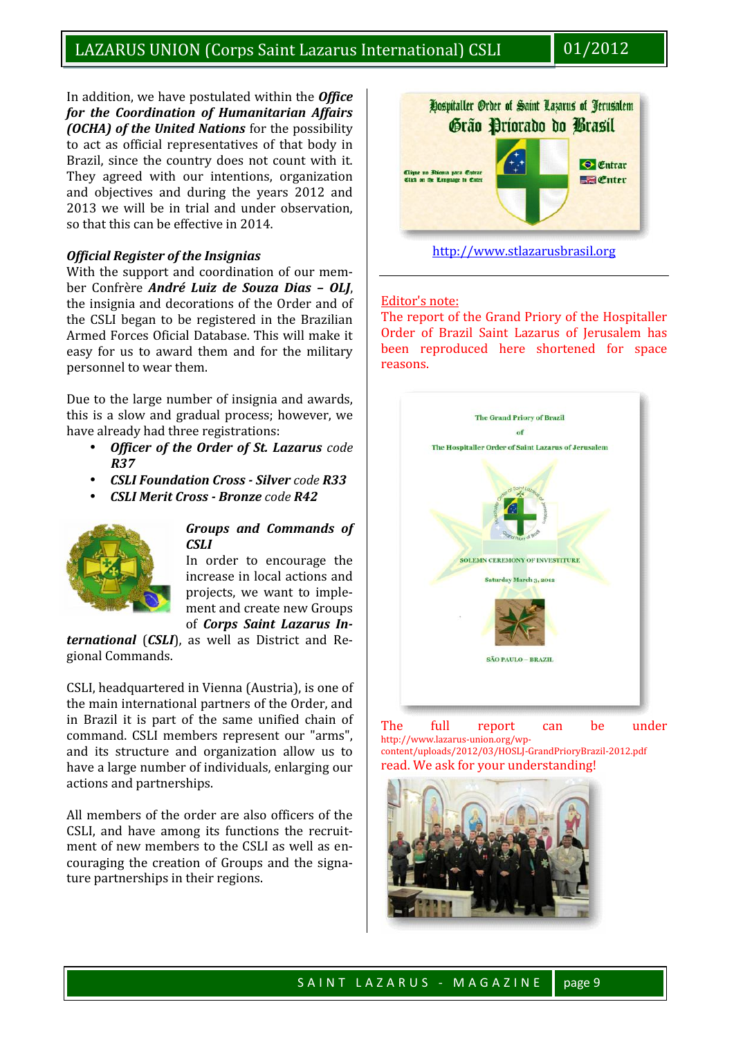In addition, we have postulated within the ***Office for the Coordination of Humanitarian Affairs (OCHA) of the United Nations*** for the possibility to act as official representatives of that body in Brazil, since the country does not count with it. They agreed with our intentions, organization and objectives and during the years 2012 and 2013 we will be in trial and under observation, so that this can be effective in 2014.

***Official Register of the Insignias***

With the support and coordination of our member Confrère ***André Luiz de Souza Dias – OLJ***, the insignia and decorations of the Order and of the CSLI began to be registered in the Brazilian Armed Forces Oficial Database. This will make it easy for us to award them and for the military personnel to wear them.

Due to the large number of insignia and awards, this is a slow and gradual process; however, we have already had three registrations:

- ***Officer of the Order of St. Lazarus*** *code* ***R37***
- ***CSLI Foundation Cross - Silver*** *code* ***R33***
- ***CSLI Merit Cross - Bronze*** *code* ***R42***

***Groups and Commands of CSLI***

In order to encourage the increase in local actions and projects, we want to implement and create new Groups of ***Corps Saint Lazarus International*** (***CSLI***), as well as District and Regional Commands.

CSLI, headquartered in Vienna (Austria), is one of the main international partners of the Order, and in Brazil it is part of the same unified chain of command. CSLI members represent our "arms", and its structure and organization allow us to have a large number of individuals, enlarging our actions and partnerships.

All members of the order are also officers of the CSLI, and have among its functions the recruitment of new members to the CSLI as well as encouraging the creation of Groups and the signature partnerships in their regions.

Hospitaller Order of Saint Lazarus of Jerusalem
Grão Priorado do Brasil

Clique no Idioma para Entrar
Click on the Language to Enter

Entrar
Enter

http://www.stlazarusbrasil.org

Editor's note:
The report of the Grand Priory of the Hospitaller Order of Brazil Saint Lazarus of Jerusalem has been reproduced here shortened for space reasons.

The Grand Priory of Brazil
of
The Hospitaller Order of Saint Lazarus of Jerusalem

SOLEMN CEREMONY OF INVESTITURE
Saturday March 3, 2012

SÃO PAULO – BRAZIL

The full report can be under http://www.lazarus-union.org/wp-content/uploads/2012/03/HOSLJ-GrandPrioryBrazil-2012.pdf read. We ask for your understanding!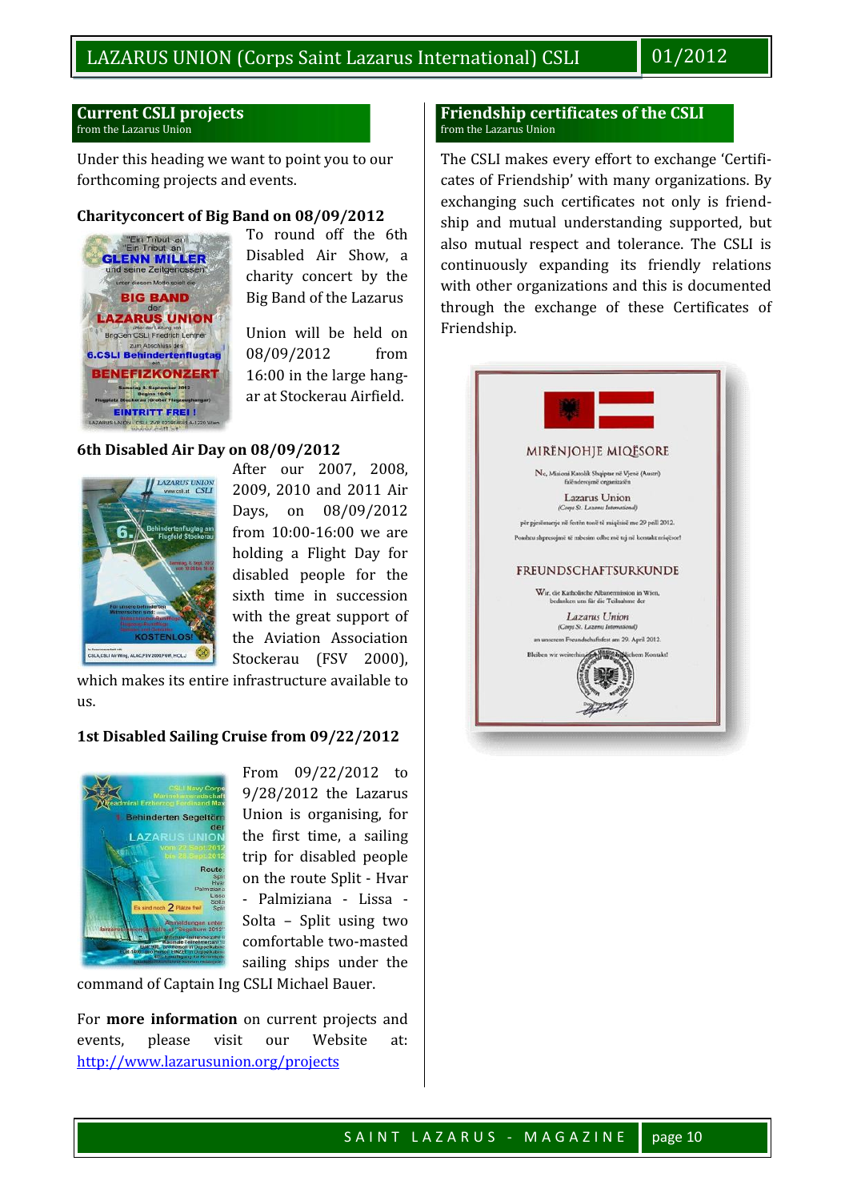## Current CSLI projects

from the Lazarus Union

Under this heading we want to point you to our forthcoming projects and events.

### Charityconcert of Big Band on 08/09/2012

To round off the 6th Disabled Air Show, a charity concert by the Big Band of the Lazarus Union will be held on 08/09/2012 from 16:00 in the large hangar at Stockerau Airfield.

### 6th Disabled Air Day on 08/09/2012

After our 2007, 2008, 2009, 2010 and 2011 Air Days, on 08/09/2012 from 10:00-16:00 we are holding a Flight Day for disabled people for the sixth time in succession with the great support of the Aviation Association Stockerau (FSV 2000), which makes its entire infrastructure available to us.

### 1st Disabled Sailing Cruise from 09/22/2012

From 09/22/2012 to 9/28/2012 the Lazarus Union is organising, for the first time, a sailing trip for disabled people on the route Split - Hvar - Palmiziana - Lissa - Solta – Split using two comfortable two-masted sailing ships under the command of Captain Ing CSLI Michael Bauer.

For **more information** on current projects and events, please visit our Website at: http://www.lazarusunion.org/projects

## Friendship certificates of the CSLI

from the Lazarus Union

The CSLI makes every effort to exchange 'Certificates of Friendship' with many organizations. By exchanging such certificates not only is friendship and mutual understanding supported, but also mutual respect and tolerance. The CSLI is continuously expanding its friendly relations with other organizations and this is documented through the exchange of these Certificates of Friendship.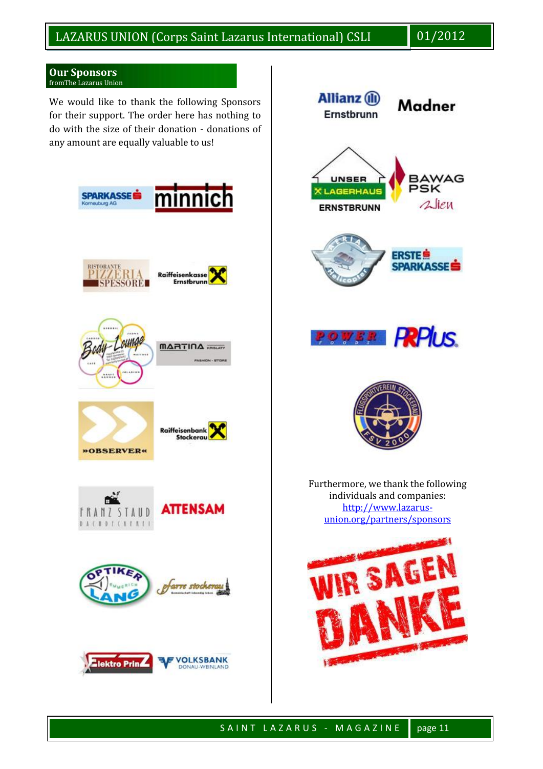## Our Sponsors

fromThe Lazarus Union

We would like to thank the following Sponsors for their support. The order here has nothing to do with the size of their donation - donations of any amount are equally valuable to us!

Furthermore, we thank the following individuals and companies: [http://www.lazarus-union.org/partners/sponsors](http://www.lazarus-union.org/partners/sponsors)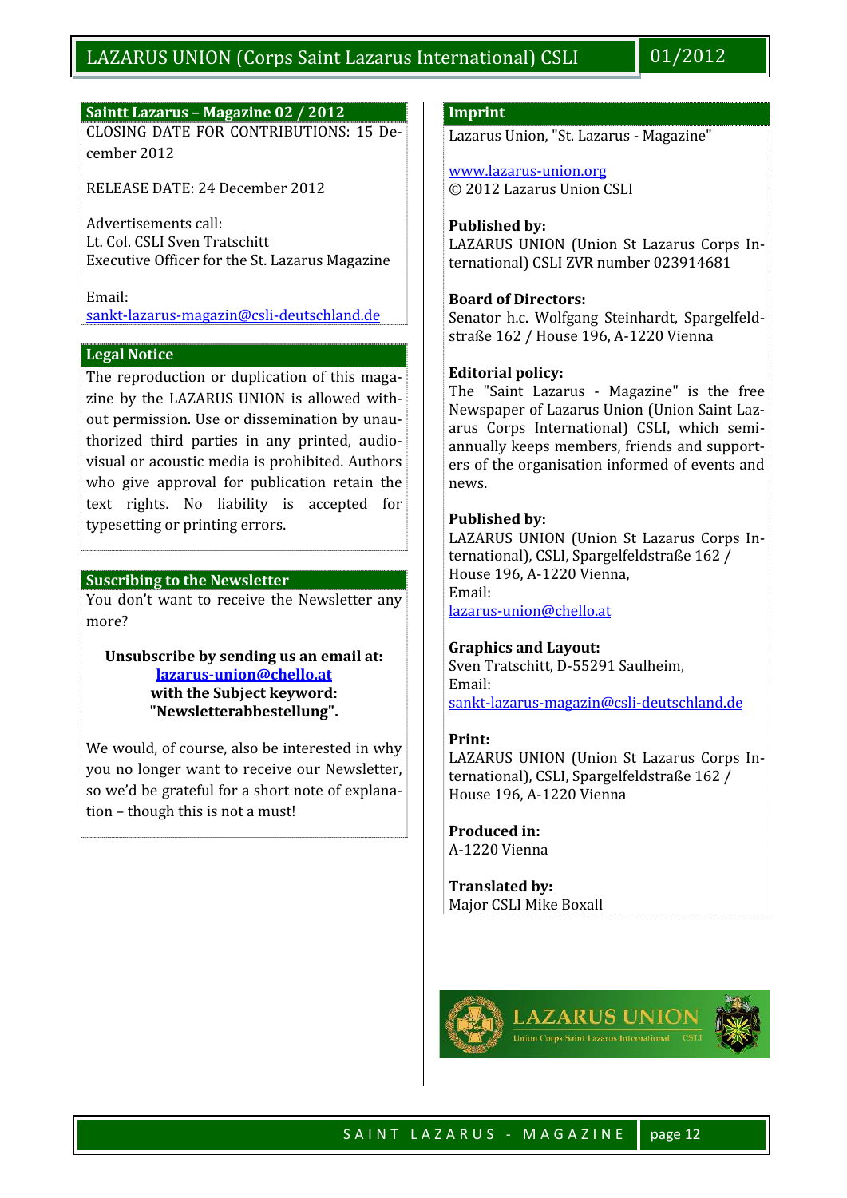## Saintt Lazarus – Magazine 02 / 2012

CLOSING DATE FOR CONTRIBUTIONS: 15 December 2012

RELEASE DATE: 24 December 2012

Advertisements call:
Lt. Col. CSLI Sven Tratschitt
Executive Officer for the St. Lazarus Magazine

Email:
sankt-lazarus-magazin@csli-deutschland.de

## Legal Notice

The reproduction or duplication of this magazine by the LAZARUS UNION is allowed without permission. Use or dissemination by unauthorized third parties in any printed, audiovisual or acoustic media is prohibited. Authors who give approval for publication retain the text rights. No liability is accepted for typesetting or printing errors.

## Suscribing to the Newsletter

You don't want to receive the Newsletter any more?

**Unsubscribe by sending us an email at:**
**lazarus-union@chello.at**
**with the Subject keyword:**
**"Newsletterabbestellung".**

We would, of course, also be interested in why you no longer want to receive our Newsletter, so we'd be grateful for a short note of explanation – though this is not a must!

## Imprint

Lazarus Union, "St. Lazarus - Magazine"

www.lazarus-union.org
© 2012 Lazarus Union CSLI

**Published by:**
LAZARUS UNION (Union St Lazarus Corps International) CSLI ZVR number 023914681

**Board of Directors:**
Senator h.c. Wolfgang Steinhardt, Spargelfeldstraße 162 / House 196, A-1220 Vienna

**Editorial policy:**
The "Saint Lazarus - Magazine" is the free Newspaper of Lazarus Union (Union Saint Lazarus Corps International) CSLI, which semi-annually keeps members, friends and supporters of the organisation informed of events and news.

**Published by:**
LAZARUS UNION (Union St Lazarus Corps International), CSLI, Spargelfeldstraße 162 / House 196, A-1220 Vienna,
Email:
lazarus-union@chello.at

**Graphics and Layout:**
Sven Tratschitt, D-55291 Saulheim,
Email:
sankt-lazarus-magazin@csli-deutschland.de

**Print:**
LAZARUS UNION (Union St Lazarus Corps International), CSLI, Spargelfeldstraße 162 / House 196, A-1220 Vienna

**Produced in:**
A-1220 Vienna

**Translated by:**
Major CSLI Mike Boxall

LAZARUS UNION
Union Corps Saint Lazarus International CSLI